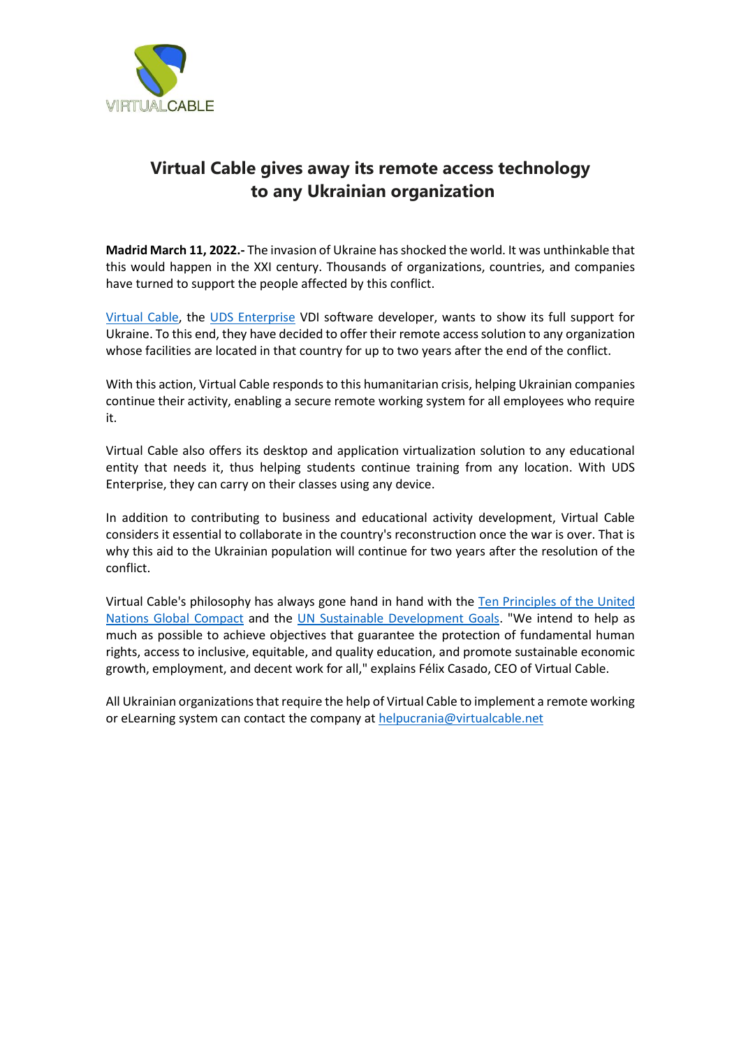VIRTUALCABLE

# Virtual Cable gives away its remote access technology to any Ukrainian organization

**Madrid March 11, 2022.-** The invasion of Ukraine has shocked the world. It was unthinkable that this would happen in the XXI century. Thousands of organizations, countries, and companies have turned to support the people affected by this conflict.

Virtual Cable, the UDS Enterprise VDI software developer, wants to show its full support for Ukraine. To this end, they have decided to offer their remote access solution to any organization whose facilities are located in that country for up to two years after the end of the conflict.

With this action, Virtual Cable responds to this humanitarian crisis, helping Ukrainian companies continue their activity, enabling a secure remote working system for all employees who require it.

Virtual Cable also offers its desktop and application virtualization solution to any educational entity that needs it, thus helping students continue training from any location. With UDS Enterprise, they can carry on their classes using any device.

In addition to contributing to business and educational activity development, Virtual Cable considers it essential to collaborate in the country's reconstruction once the war is over. That is why this aid to the Ukrainian population will continue for two years after the resolution of the conflict.

Virtual Cable's philosophy has always gone hand in hand with the Ten Principles of the United Nations Global Compact and the UN Sustainable Development Goals. "We intend to help as much as possible to achieve objectives that guarantee the protection of fundamental human rights, access to inclusive, equitable, and quality education, and promote sustainable economic growth, employment, and decent work for all," explains Félix Casado, CEO of Virtual Cable.

All Ukrainian organizations that require the help of Virtual Cable to implement a remote working or eLearning system can contact the company at helpucrania@virtualcable.net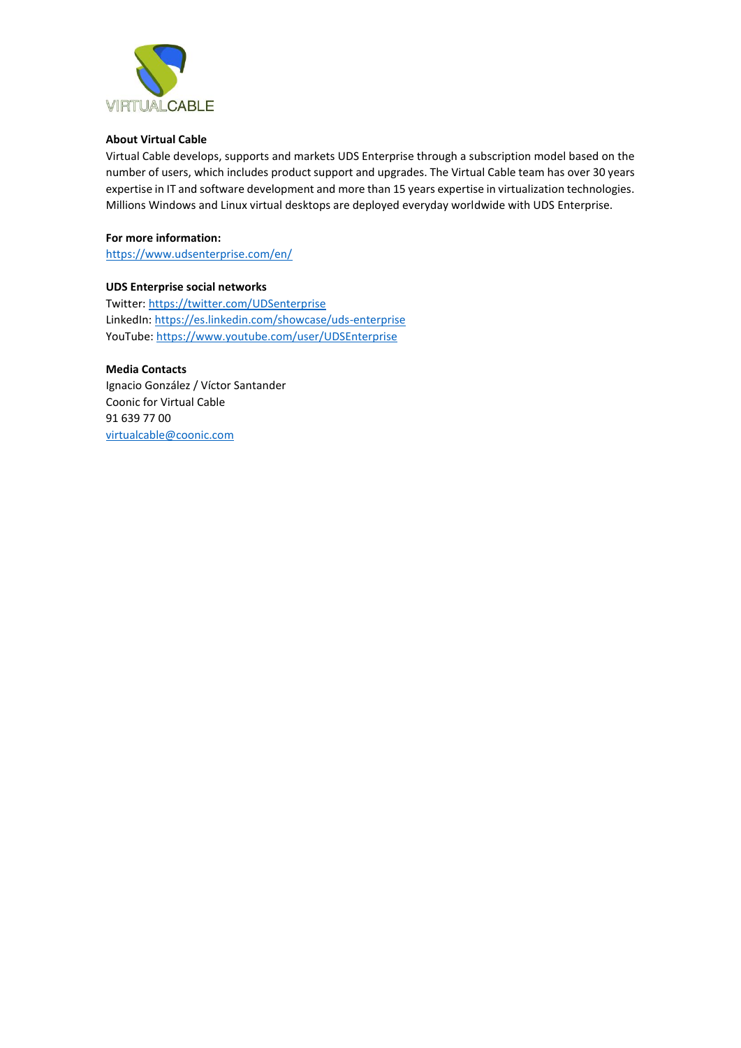**About Virtual Cable**

Virtual Cable develops, supports and markets UDS Enterprise through a subscription model based on the number of users, which includes product support and upgrades. The Virtual Cable team has over 30 years expertise in IT and software development and more than 15 years expertise in virtualization technologies. Millions Windows and Linux virtual desktops are deployed everyday worldwide with UDS Enterprise.

**For more information:**

https://www.udsenterprise.com/en/

**UDS Enterprise social networks**

Twitter: https://twitter.com/UDSenterprise
LinkedIn: https://es.linkedin.com/showcase/uds-enterprise
YouTube: https://www.youtube.com/user/UDSEnterprise

**Media Contacts**

Ignacio González / Víctor Santander
Coonic for Virtual Cable
91 639 77 00
virtualcable@coonic.com